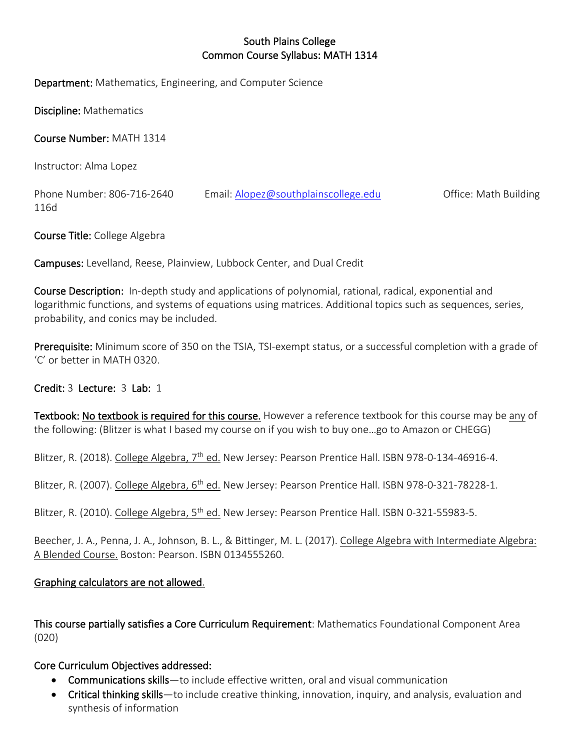# South Plains College
## Common Course Syllabus: MATH 1314

**Department:** Mathematics, Engineering, and Computer Science

**Discipline:** Mathematics

**Course Number:** MATH 1314

Instructor: Alma Lopez

Phone Number: 806-716-2640 Email: Alopez@southplainscollege.edu Office: Math Building 116d

**Course Title:** College Algebra

**Campuses:** Levelland, Reese, Plainview, Lubbock Center, and Dual Credit

**Course Description:** In-depth study and applications of polynomial, rational, radical, exponential and logarithmic functions, and systems of equations using matrices. Additional topics such as sequences, series, probability, and conics may be included.

**Prerequisite:** Minimum score of 350 on the TSIA, TSI-exempt status, or a successful completion with a grade of 'C' or better in MATH 0320.

**Credit:** 3 **Lecture:** 3 **Lab:** 1

**Textbook:** No textbook is required for this course. However a reference textbook for this course may be any of the following: (Blitzer is what I based my course on if you wish to buy one…go to Amazon or CHEGG)

Blitzer, R. (2018). College Algebra, 7th ed. New Jersey: Pearson Prentice Hall. ISBN 978-0-134-46916-4.

Blitzer, R. (2007). College Algebra, 6th ed. New Jersey: Pearson Prentice Hall. ISBN 978-0-321-78228-1.

Blitzer, R. (2010). College Algebra, 5th ed. New Jersey: Pearson Prentice Hall. ISBN 0-321-55983-5.

Beecher, J. A., Penna, J. A., Johnson, B. L., & Bittinger, M. L. (2017). College Algebra with Intermediate Algebra: A Blended Course. Boston: Pearson. ISBN 0134555260.

Graphing calculators are not allowed.

**This course partially satisfies a Core Curriculum Requirement**: Mathematics Foundational Component Area (020)

**Core Curriculum Objectives addressed:**

- **Communications skills**—to include effective written, oral and visual communication
- **Critical thinking skills**—to include creative thinking, innovation, inquiry, and analysis, evaluation and synthesis of information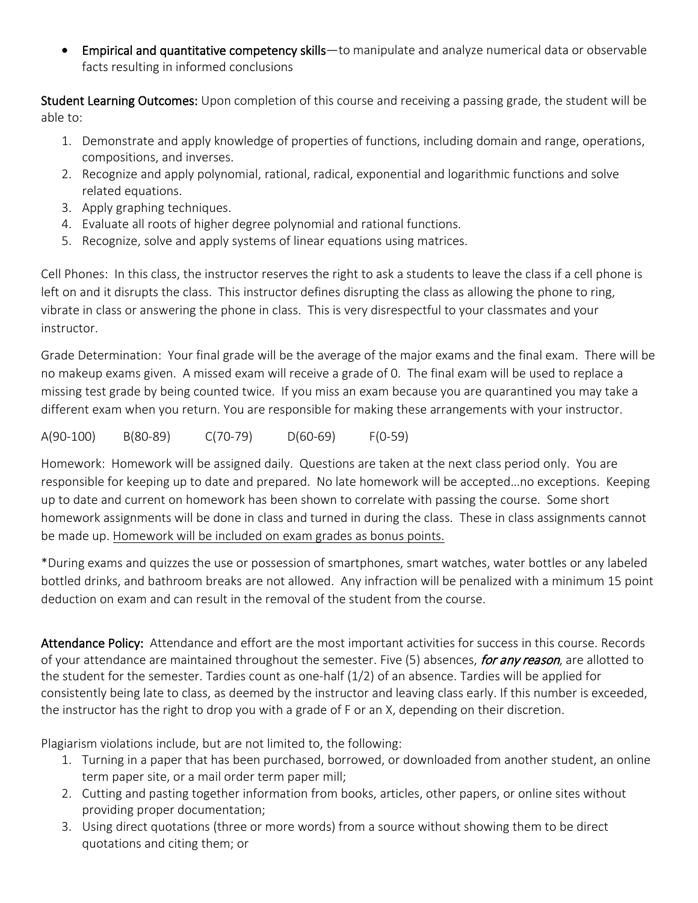- **Empirical and quantitative competency skills**—to manipulate and analyze numerical data or observable facts resulting in informed conclusions

**Student Learning Outcomes:** Upon completion of this course and receiving a passing grade, the student will be able to:

1. Demonstrate and apply knowledge of properties of functions, including domain and range, operations, compositions, and inverses.
2. Recognize and apply polynomial, rational, radical, exponential and logarithmic functions and solve related equations.
3. Apply graphing techniques.
4. Evaluate all roots of higher degree polynomial and rational functions.
5. Recognize, solve and apply systems of linear equations using matrices.

Cell Phones: In this class, the instructor reserves the right to ask a students to leave the class if a cell phone is left on and it disrupts the class. This instructor defines disrupting the class as allowing the phone to ring, vibrate in class or answering the phone in class. This is very disrespectful to your classmates and your instructor.

Grade Determination: Your final grade will be the average of the major exams and the final exam. There will be no makeup exams given. A missed exam will receive a grade of 0. The final exam will be used to replace a missing test grade by being counted twice. If you miss an exam because you are quarantined you may take a different exam when you return. You are responsible for making these arrangements with your instructor.

A(90-100) B(80-89) C(70-79) D(60-69) F(0-59)

Homework: Homework will be assigned daily. Questions are taken at the next class period only. You are responsible for keeping up to date and prepared. No late homework will be accepted…no exceptions. Keeping up to date and current on homework has been shown to correlate with passing the course. Some short homework assignments will be done in class and turned in during the class. These in class assignments cannot be made up. <u>Homework will be included on exam grades as bonus points.</u>

*During exams and quizzes the use or possession of smartphones, smart watches, water bottles or any labeled bottled drinks, and bathroom breaks are not allowed. Any infraction will be penalized with a minimum 15 point deduction on exam and can result in the removal of the student from the course.

**Attendance Policy:** Attendance and effort are the most important activities for success in this course. Records of your attendance are maintained throughout the semester. Five (5) absences, ***for any reason***, are allotted to the student for the semester. Tardies count as one-half (1/2) of an absence. Tardies will be applied for consistently being late to class, as deemed by the instructor and leaving class early. If this number is exceeded, the instructor has the right to drop you with a grade of F or an X, depending on their discretion.

Plagiarism violations include, but are not limited to, the following:

1. Turning in a paper that has been purchased, borrowed, or downloaded from another student, an online term paper site, or a mail order term paper mill;
2. Cutting and pasting together information from books, articles, other papers, or online sites without providing proper documentation;
3. Using direct quotations (three or more words) from a source without showing them to be direct quotations and citing them; or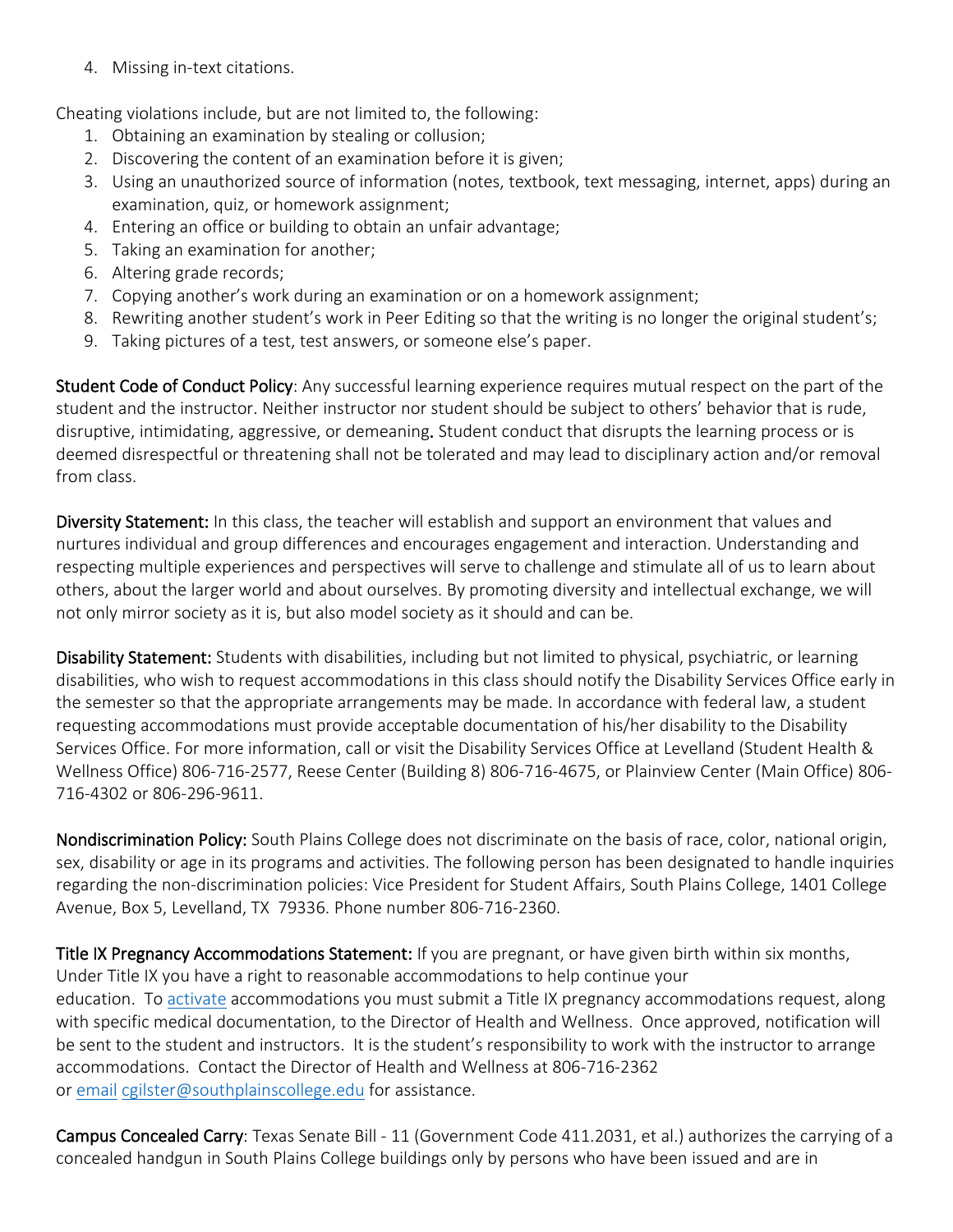4. Missing in-text citations.

Cheating violations include, but are not limited to, the following:

1. Obtaining an examination by stealing or collusion;
2. Discovering the content of an examination before it is given;
3. Using an unauthorized source of information (notes, textbook, text messaging, internet, apps) during an examination, quiz, or homework assignment;
4. Entering an office or building to obtain an unfair advantage;
5. Taking an examination for another;
6. Altering grade records;
7. Copying another's work during an examination or on a homework assignment;
8. Rewriting another student's work in Peer Editing so that the writing is no longer the original student's;
9. Taking pictures of a test, test answers, or someone else's paper.

**Student Code of Conduct Policy**: Any successful learning experience requires mutual respect on the part of the student and the instructor. Neither instructor nor student should be subject to others' behavior that is rude, disruptive, intimidating, aggressive, or demeaning**.** Student conduct that disrupts the learning process or is deemed disrespectful or threatening shall not be tolerated and may lead to disciplinary action and/or removal from class.

**Diversity Statement:** In this class, the teacher will establish and support an environment that values and nurtures individual and group differences and encourages engagement and interaction. Understanding and respecting multiple experiences and perspectives will serve to challenge and stimulate all of us to learn about others, about the larger world and about ourselves. By promoting diversity and intellectual exchange, we will not only mirror society as it is, but also model society as it should and can be.

**Disability Statement:** Students with disabilities, including but not limited to physical, psychiatric, or learning disabilities, who wish to request accommodations in this class should notify the Disability Services Office early in the semester so that the appropriate arrangements may be made. In accordance with federal law, a student requesting accommodations must provide acceptable documentation of his/her disability to the Disability Services Office. For more information, call or visit the Disability Services Office at Levelland (Student Health & Wellness Office) 806-716-2577, Reese Center (Building 8) 806-716-4675, or Plainview Center (Main Office) 806-716-4302 or 806-296-9611.

**Nondiscrimination Policy:** South Plains College does not discriminate on the basis of race, color, national origin, sex, disability or age in its programs and activities. The following person has been designated to handle inquiries regarding the non-discrimination policies: Vice President for Student Affairs, South Plains College, 1401 College Avenue, Box 5, Levelland, TX 79336. Phone number 806-716-2360.

**Title IX Pregnancy Accommodations Statement:** If you are pregnant, or have given birth within six months, Under Title IX you have a right to reasonable accommodations to help continue your education. To activate accommodations you must submit a Title IX pregnancy accommodations request, along with specific medical documentation, to the Director of Health and Wellness. Once approved, notification will be sent to the student and instructors. It is the student's responsibility to work with the instructor to arrange accommodations. Contact the Director of Health and Wellness at 806-716-2362 or email cgilster@southplainscollege.edu for assistance.

**Campus Concealed Carry**: Texas Senate Bill - 11 (Government Code 411.2031, et al.) authorizes the carrying of a concealed handgun in South Plains College buildings only by persons who have been issued and are in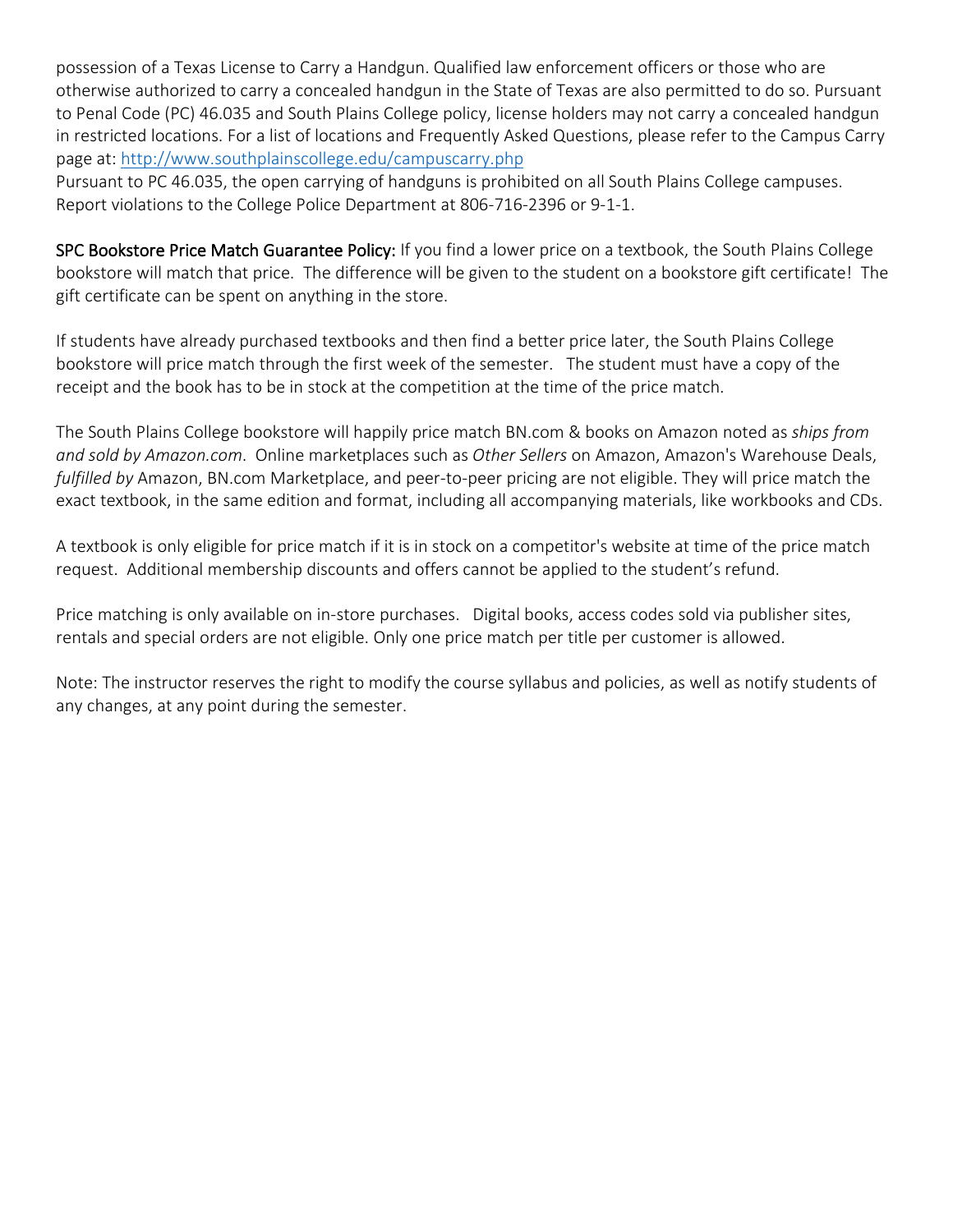possession of a Texas License to Carry a Handgun. Qualified law enforcement officers or those who are otherwise authorized to carry a concealed handgun in the State of Texas are also permitted to do so. Pursuant to Penal Code (PC) 46.035 and South Plains College policy, license holders may not carry a concealed handgun in restricted locations. For a list of locations and Frequently Asked Questions, please refer to the Campus Carry page at: [http://www.southplainscollege.edu/campuscarry.php](http://www.southplainscollege.edu/campuscarry.php)
Pursuant to PC 46.035, the open carrying of handguns is prohibited on all South Plains College campuses. Report violations to the College Police Department at 806-716-2396 or 9-1-1.

**SPC Bookstore Price Match Guarantee Policy:** If you find a lower price on a textbook, the South Plains College bookstore will match that price. The difference will be given to the student on a bookstore gift certificate! The gift certificate can be spent on anything in the store.

If students have already purchased textbooks and then find a better price later, the South Plains College bookstore will price match through the first week of the semester. The student must have a copy of the receipt and the book has to be in stock at the competition at the time of the price match.

The South Plains College bookstore will happily price match BN.com & books on Amazon noted as *ships from and sold by Amazon.com*. Online marketplaces such as *Other Sellers* on Amazon, Amazon's Warehouse Deals, *fulfilled by* Amazon, BN.com Marketplace, and peer-to-peer pricing are not eligible. They will price match the exact textbook, in the same edition and format, including all accompanying materials, like workbooks and CDs.

A textbook is only eligible for price match if it is in stock on a competitor's website at time of the price match request. Additional membership discounts and offers cannot be applied to the student's refund.

Price matching is only available on in-store purchases. Digital books, access codes sold via publisher sites, rentals and special orders are not eligible. Only one price match per title per customer is allowed.

Note: The instructor reserves the right to modify the course syllabus and policies, as well as notify students of any changes, at any point during the semester.